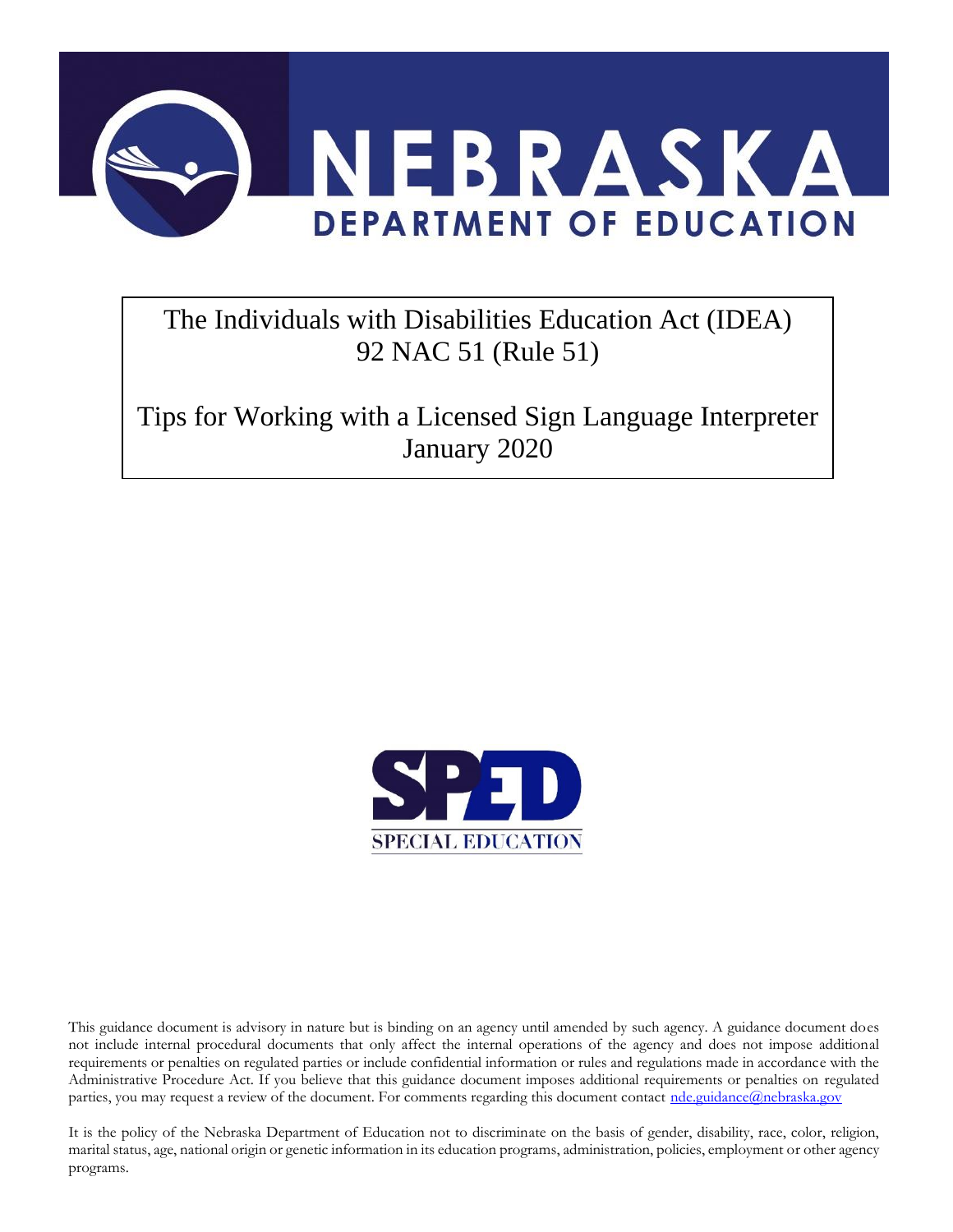# NEBRASKA DEPARTMENT OF EDUCATION

The Individuals with Disabilities Education Act (IDEA)
92 NAC 51 (Rule 51)

Tips for Working with a Licensed Sign Language Interpreter
January 2020

SPED
SPECIAL EDUCATION

This guidance document is advisory in nature but is binding on an agency until amended by such agency. A guidance document does not include internal procedural documents that only affect the internal operations of the agency and does not impose additional requirements or penalties on regulated parties or include confidential information or rules and regulations made in accordance with the Administrative Procedure Act. If you believe that this guidance document imposes additional requirements or penalties on regulated parties, you may request a review of the document. For comments regarding this document contact nde.guidance@nebraska.gov

It is the policy of the Nebraska Department of Education not to discriminate on the basis of gender, disability, race, color, religion, marital status, age, national origin or genetic information in its education programs, administration, policies, employment or other agency programs.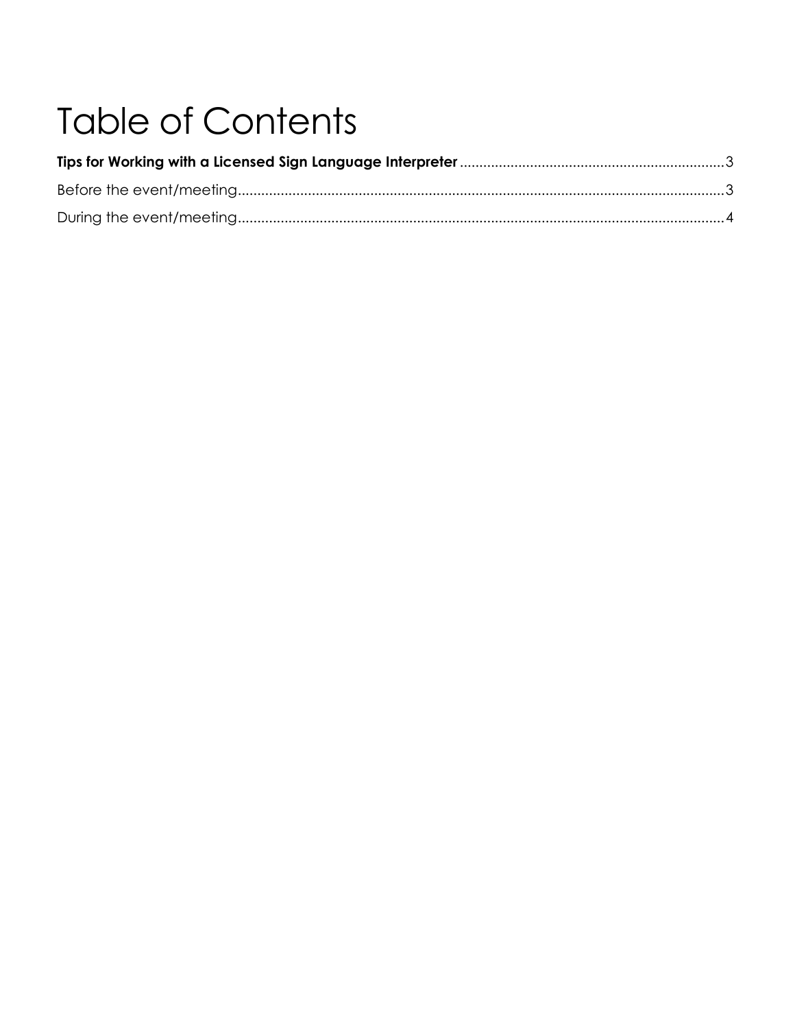# Table of Contents

**Tips for Working with a Licensed Sign Language Interpreter** .......... 3

Before the event/meeting .......... 3

During the event/meeting .......... 4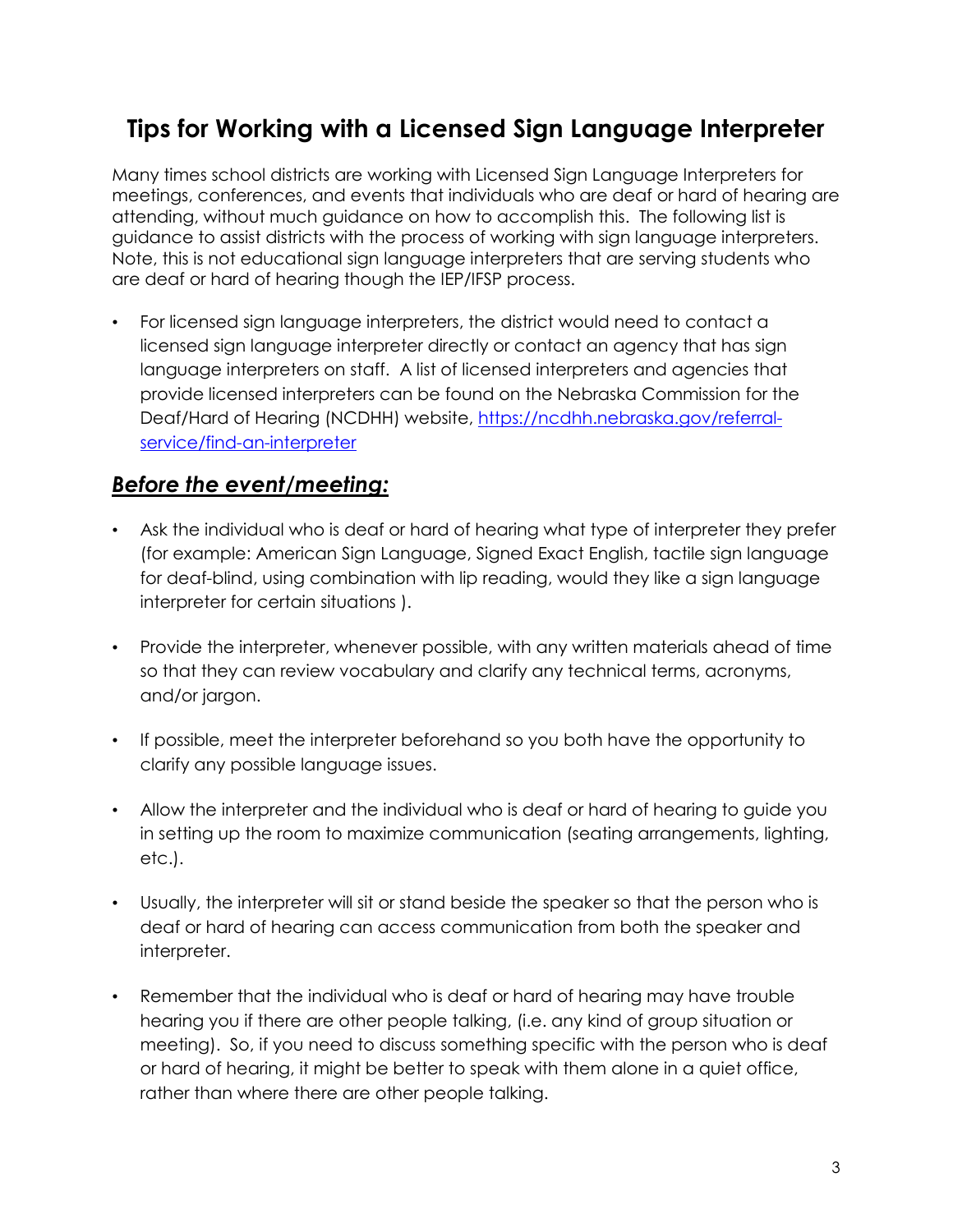# Tips for Working with a Licensed Sign Language Interpreter

Many times school districts are working with Licensed Sign Language Interpreters for meetings, conferences, and events that individuals who are deaf or hard of hearing are attending, without much guidance on how to accomplish this. The following list is guidance to assist districts with the process of working with sign language interpreters. Note, this is not educational sign language interpreters that are serving students who are deaf or hard of hearing though the IEP/IFSP process.

- For licensed sign language interpreters, the district would need to contact a licensed sign language interpreter directly or contact an agency that has sign language interpreters on staff. A list of licensed interpreters and agencies that provide licensed interpreters can be found on the Nebraska Commission for the Deaf/Hard of Hearing (NCDHH) website, [https://ncdhh.nebraska.gov/referral-service/find-an-interpreter](https://ncdhh.nebraska.gov/referral-service/find-an-interpreter)

## ***Before the event/meeting:***

- Ask the individual who is deaf or hard of hearing what type of interpreter they prefer (for example: American Sign Language, Signed Exact English, tactile sign language for deaf-blind, using combination with lip reading, would they like a sign language interpreter for certain situations ).
- Provide the interpreter, whenever possible, with any written materials ahead of time so that they can review vocabulary and clarify any technical terms, acronyms, and/or jargon.
- If possible, meet the interpreter beforehand so you both have the opportunity to clarify any possible language issues.
- Allow the interpreter and the individual who is deaf or hard of hearing to guide you in setting up the room to maximize communication (seating arrangements, lighting, etc.).
- Usually, the interpreter will sit or stand beside the speaker so that the person who is deaf or hard of hearing can access communication from both the speaker and interpreter.
- Remember that the individual who is deaf or hard of hearing may have trouble hearing you if there are other people talking, (i.e. any kind of group situation or meeting). So, if you need to discuss something specific with the person who is deaf or hard of hearing, it might be better to speak with them alone in a quiet office, rather than where there are other people talking.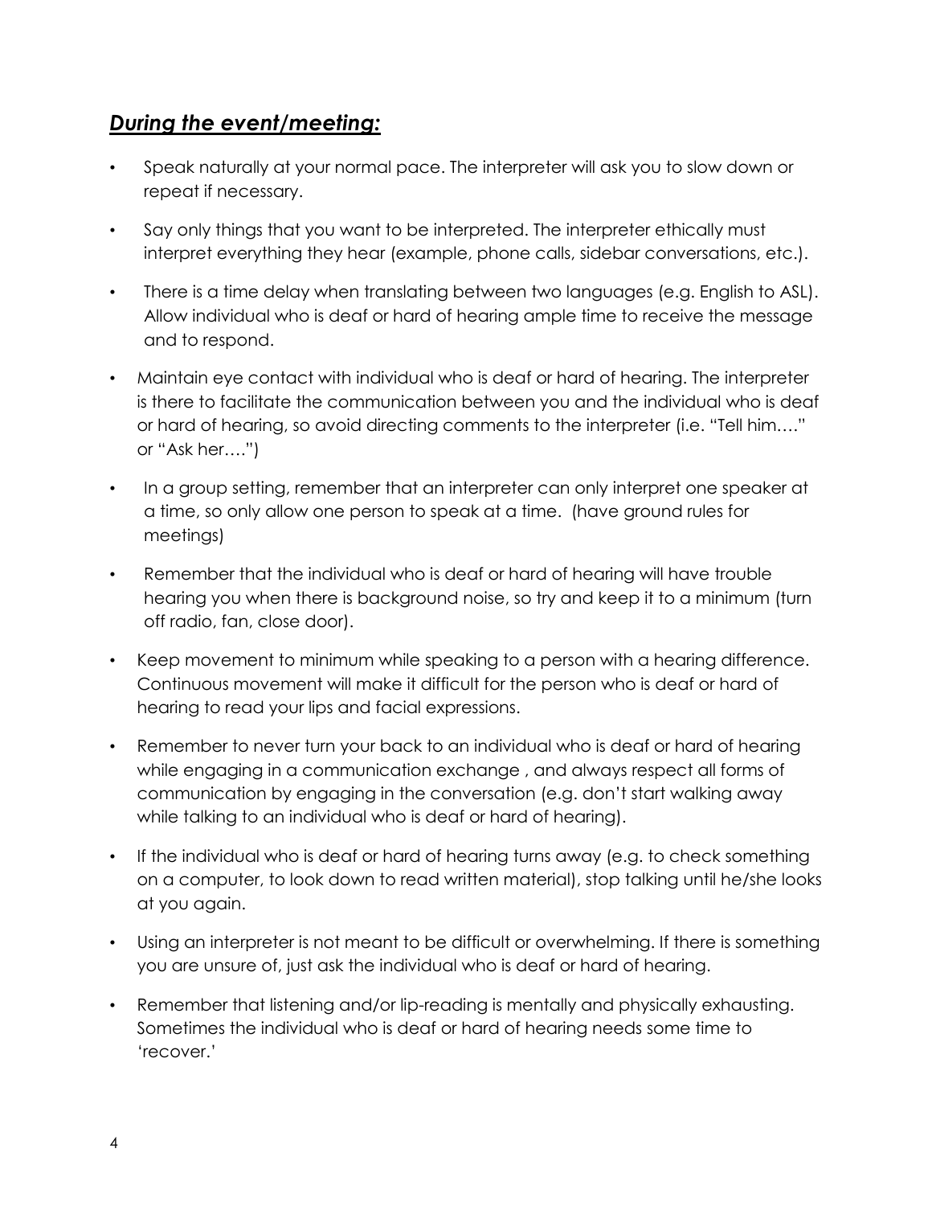## ***During the event/meeting:***

- Speak naturally at your normal pace. The interpreter will ask you to slow down or repeat if necessary.
- Say only things that you want to be interpreted. The interpreter ethically must interpret everything they hear (example, phone calls, sidebar conversations, etc.).
- There is a time delay when translating between two languages (e.g. English to ASL). Allow individual who is deaf or hard of hearing ample time to receive the message and to respond.
- Maintain eye contact with individual who is deaf or hard of hearing. The interpreter is there to facilitate the communication between you and the individual who is deaf or hard of hearing, so avoid directing comments to the interpreter (i.e. "Tell him…." or "Ask her….")
- In a group setting, remember that an interpreter can only interpret one speaker at a time, so only allow one person to speak at a time. (have ground rules for meetings)
- Remember that the individual who is deaf or hard of hearing will have trouble hearing you when there is background noise, so try and keep it to a minimum (turn off radio, fan, close door).
- Keep movement to minimum while speaking to a person with a hearing difference. Continuous movement will make it difficult for the person who is deaf or hard of hearing to read your lips and facial expressions.
- Remember to never turn your back to an individual who is deaf or hard of hearing while engaging in a communication exchange , and always respect all forms of communication by engaging in the conversation (e.g. don't start walking away while talking to an individual who is deaf or hard of hearing).
- If the individual who is deaf or hard of hearing turns away (e.g. to check something on a computer, to look down to read written material), stop talking until he/she looks at you again.
- Using an interpreter is not meant to be difficult or overwhelming. If there is something you are unsure of, just ask the individual who is deaf or hard of hearing.
- Remember that listening and/or lip-reading is mentally and physically exhausting. Sometimes the individual who is deaf or hard of hearing needs some time to 'recover.'